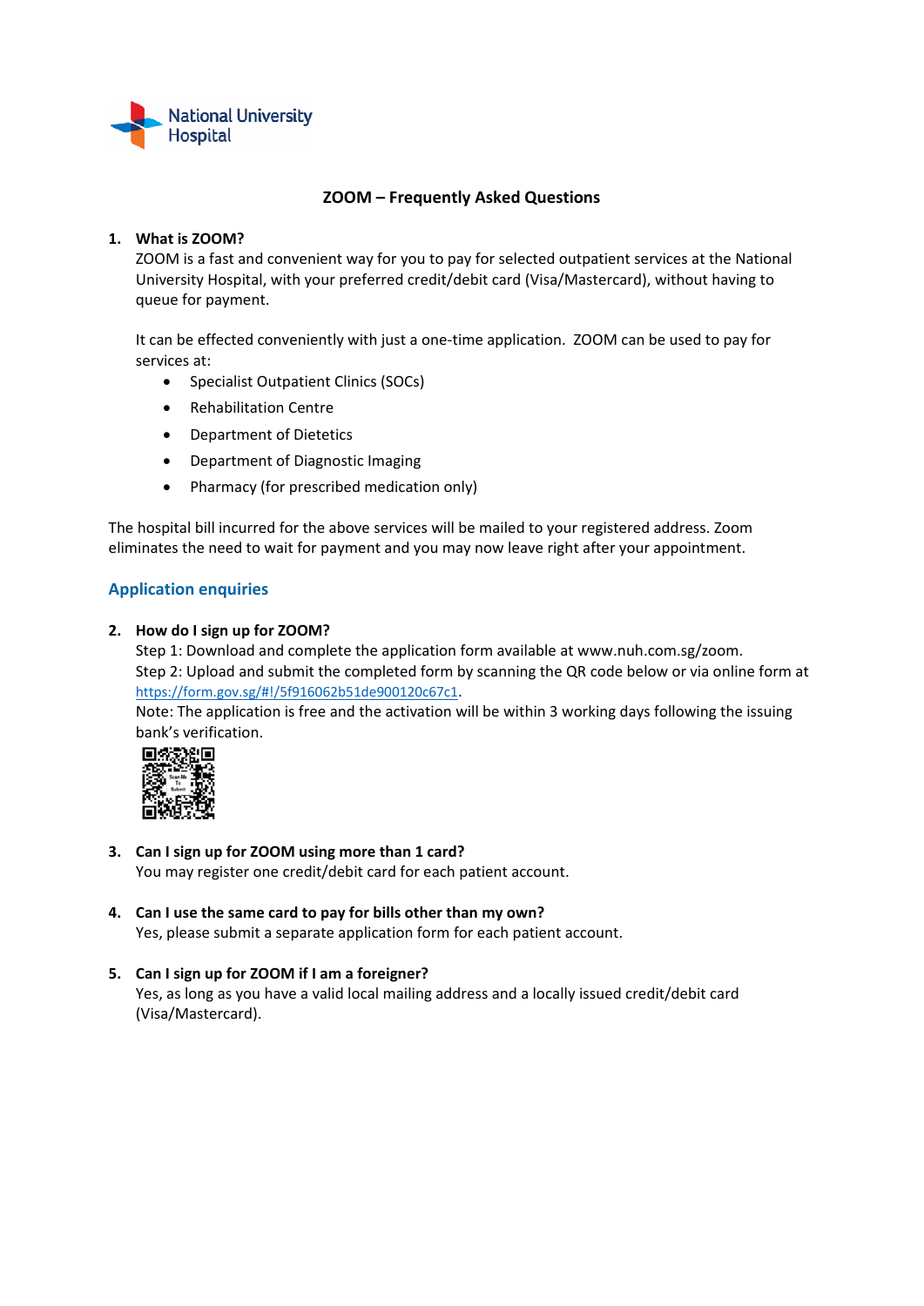National University Hospital

# ZOOM – Frequently Asked Questions

1. **What is ZOOM?**
   ZOOM is a fast and convenient way for you to pay for selected outpatient services at the National University Hospital, with your preferred credit/debit card (Visa/Mastercard), without having to queue for payment.

   It can be effected conveniently with just a one-time application. ZOOM can be used to pay for services at:
   - Specialist Outpatient Clinics (SOCs)
   - Rehabilitation Centre
   - Department of Dietetics
   - Department of Diagnostic Imaging
   - Pharmacy (for prescribed medication only)

The hospital bill incurred for the above services will be mailed to your registered address. Zoom eliminates the need to wait for payment and you may now leave right after your appointment.

## Application enquiries

2. **How do I sign up for ZOOM?**
   Step 1: Download and complete the application form available at www.nuh.com.sg/zoom.
   Step 2: Upload and submit the completed form by scanning the QR code below or via online form at https://form.gov.sg/#!/5f916062b51de900120c67c1.
   Note: The application is free and the activation will be within 3 working days following the issuing bank's verification.

3. **Can I sign up for ZOOM using more than 1 card?**
   You may register one credit/debit card for each patient account.

4. **Can I use the same card to pay for bills other than my own?**
   Yes, please submit a separate application form for each patient account.

5. **Can I sign up for ZOOM if I am a foreigner?**
   Yes, as long as you have a valid local mailing address and a locally issued credit/debit card (Visa/Mastercard).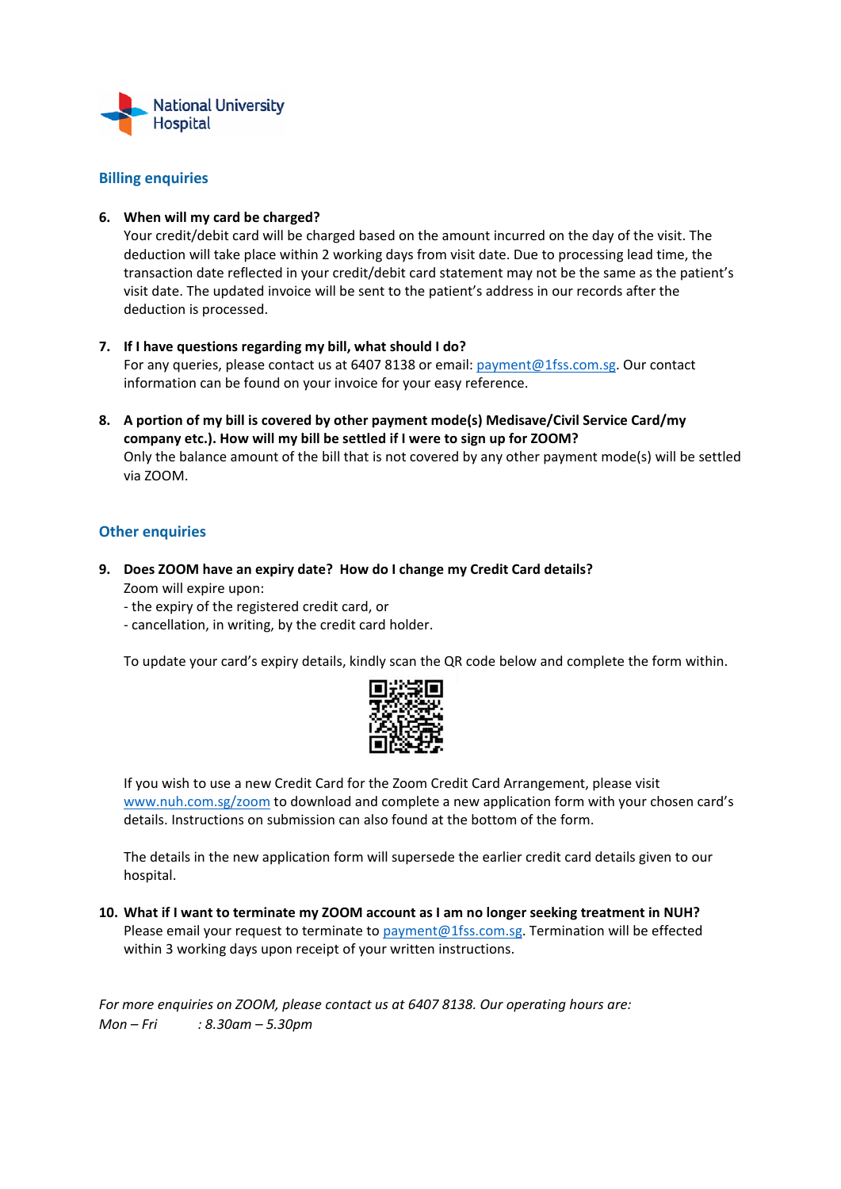National University Hospital

## Billing enquiries

6. **When will my card be charged?**
   Your credit/debit card will be charged based on the amount incurred on the day of the visit. The deduction will take place within 2 working days from visit date. Due to processing lead time, the transaction date reflected in your credit/debit card statement may not be the same as the patient's visit date. The updated invoice will be sent to the patient's address in our records after the deduction is processed.

7. **If I have questions regarding my bill, what should I do?**
   For any queries, please contact us at 6407 8138 or email: payment@1fss.com.sg. Our contact information can be found on your invoice for your easy reference.

8. **A portion of my bill is covered by other payment mode(s) Medisave/Civil Service Card/my company etc.). How will my bill be settled if I were to sign up for ZOOM?**
   Only the balance amount of the bill that is not covered by any other payment mode(s) will be settled via ZOOM.

## Other enquiries

9. **Does ZOOM have an expiry date? How do I change my Credit Card details?**
   Zoom will expire upon:
   - the expiry of the registered credit card, or
   - cancellation, in writing, by the credit card holder.

   To update your card's expiry details, kindly scan the QR code below and complete the form within.

   If you wish to use a new Credit Card for the Zoom Credit Card Arrangement, please visit www.nuh.com.sg/zoom to download and complete a new application form with your chosen card's details. Instructions on submission can also found at the bottom of the form.

   The details in the new application form will supersede the earlier credit card details given to our hospital.

10. **What if I want to terminate my ZOOM account as I am no longer seeking treatment in NUH?**
    Please email your request to terminate to payment@1fss.com.sg. Termination will be effected within 3 working days upon receipt of your written instructions.

*For more enquiries on ZOOM, please contact us at 6407 8138. Our operating hours are:*
*Mon – Fri : 8.30am – 5.30pm*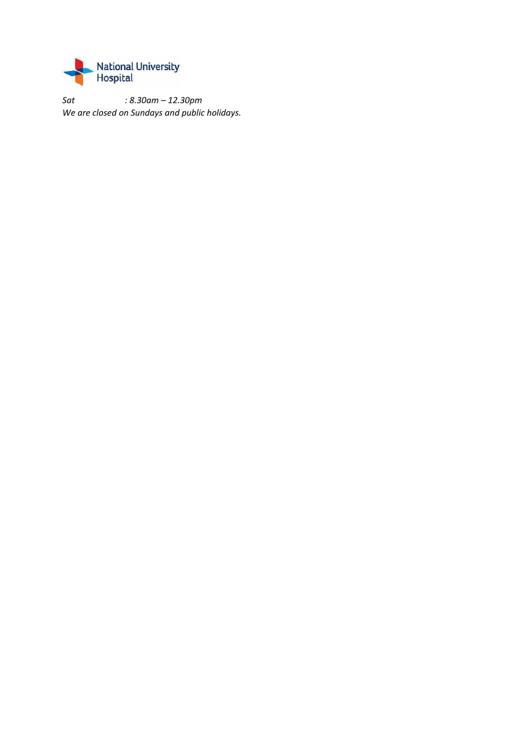*Sat : 8.30am – 12.30pm*
*We are closed on Sundays and public holidays.*